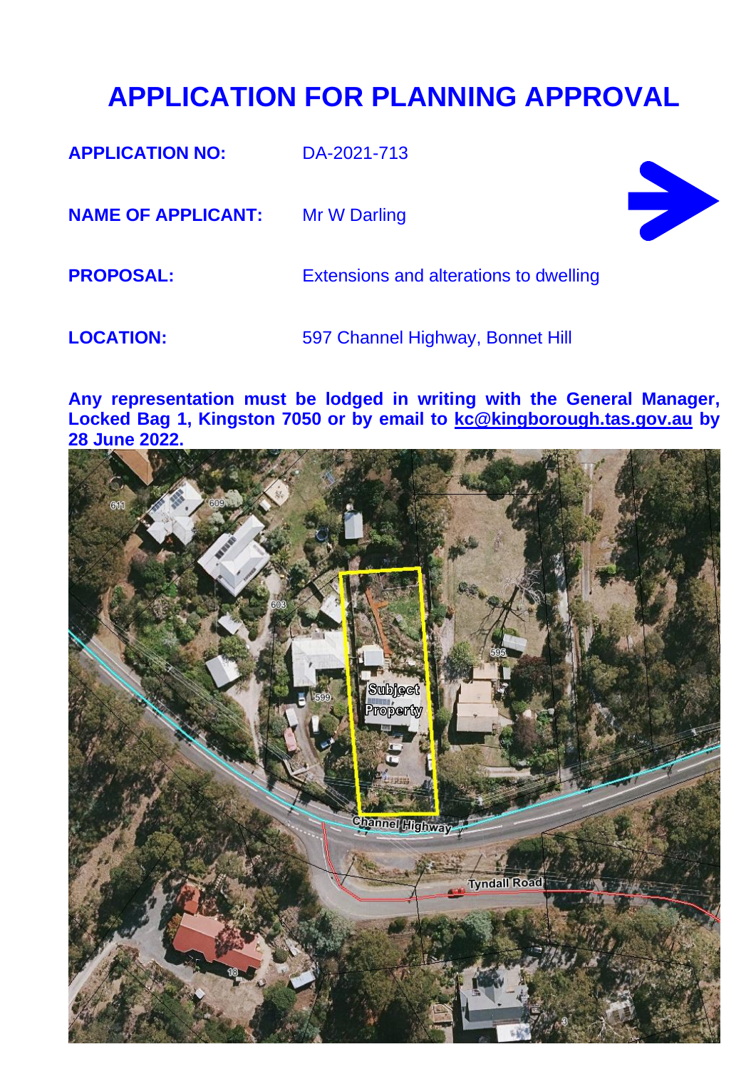# APPLICATION FOR PLANNING APPROVAL

**APPLICATION NO:** DA-2021-713

**NAME OF APPLICANT:** Mr W Darling

**PROPOSAL:** Extensions and alterations to dwelling

**LOCATION:** 597 Channel Highway, Bonnet Hill

**Any representation must be lodged in writing with the General Manager, Locked Bag 1, Kingston 7050 or by email to kc@kingborough.tas.gov.au by 28 June 2022.**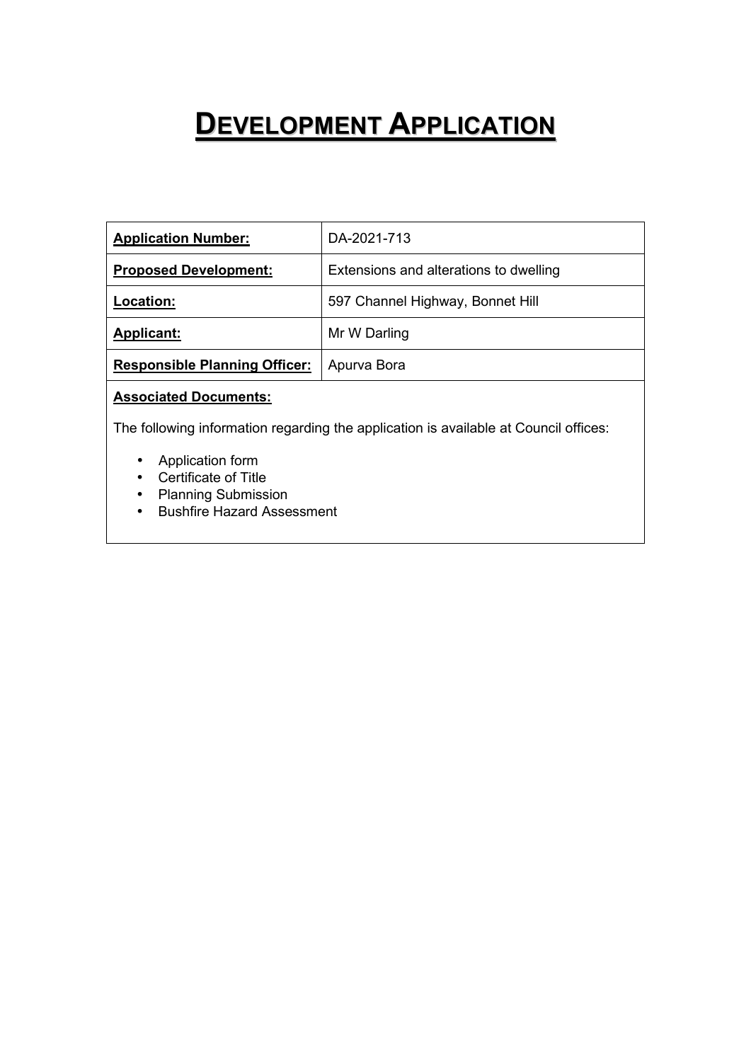# DEVELOPMENT APPLICATION

| **Application Number:** | DA-2021-713 |
|---|---|
| **Proposed Development:** | Extensions and alterations to dwelling |
| **Location:** | 597 Channel Highway, Bonnet Hill |
| **Applicant:** | Mr W Darling |
| **Responsible Planning Officer:** | Apurva Bora |

**Associated Documents:**

The following information regarding the application is available at Council offices:

- Application form
- Certificate of Title
- Planning Submission
- Bushfire Hazard Assessment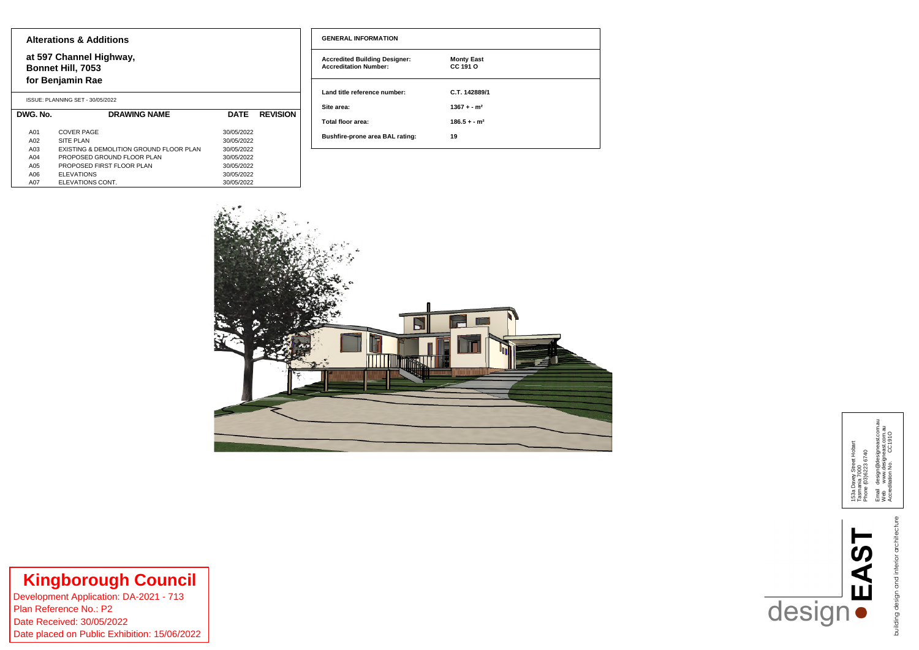# Alterations & Additions

## at 597 Channel Highway, Bonnet Hill, 7053 for Benjamin Rae

ISSUE: PLANNING SET - 30/05/2022

| DWG. No. | DRAWING NAME | DATE | REVISION |
| --- | --- | --- | --- |
| A01 | COVER PAGE | 30/05/2022 | |
| A02 | SITE PLAN | 30/05/2022 | |
| A03 | EXISTING & DEMOLITION GROUND FLOOR PLAN | 30/05/2022 | |
| A04 | PROPOSED GROUND FLOOR PLAN | 30/05/2022 | |
| A05 | PROPOSED FIRST FLOOR PLAN | 30/05/2022 | |
| A06 | ELEVATIONS | 30/05/2022 | |
| A07 | ELEVATIONS CONT. | 30/05/2022 | |

**GENERAL INFORMATION**

| | |
| --- | --- |
| **Accredited Building Designer:** | **Monty East** |
| **Accreditation Number:** | **CC 191 O** |
| **Land title reference number:** | **C.T. 142889/1** |
| **Site area:** | **1367 + - m²** |
| **Total floor area:** | **186.5 + - m²** |
| **Bushfire-prone area BAL rating:** | **19** |

153a Davey Street Hobart
Tasmania 7000
Phone (03)6223 6740

Email design@designeast.com.au
Web www.designeast.com.au
Accreditation No. CC191O

design EAST
building design and interior architecture

**Kingborough Council**
Development Application: DA-2021 - 713
Plan Reference No.: P2
Date Received: 30/05/2022
Date placed on Public Exhibition: 15/06/2022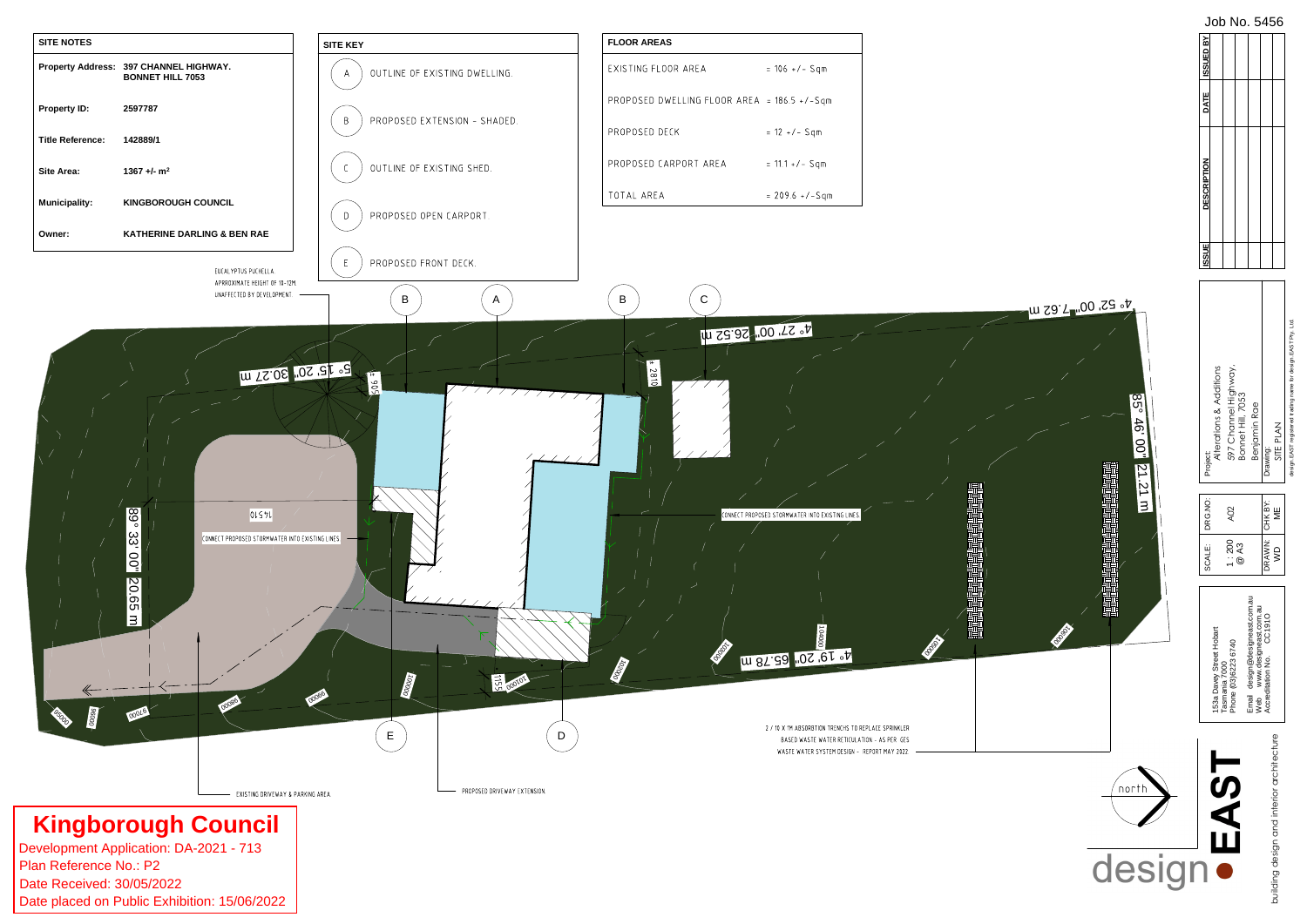Job No. 5456

## SITE NOTES

| | |
|---|---|
| **Property Address:** | **397 CHANNEL HIGHWAY. BONNET HILL 7053** |
| **Property ID:** | **2597787** |
| **Title Reference:** | **142889/1** |
| **Site Area:** | **1367 +/- m²** |
| **Municipality:** | **KINGBOROUGH COUNCIL** |
| **Owner:** | **KATHERINE DARLING & BEN RAE** |

## SITE KEY

- A — OUTLINE OF EXISTING DWELLING.
- B — PROPOSED EXTENSION - SHADED.
- C — OUTLINE OF EXISTING SHED.
- D — PROPOSED OPEN CARPORT.
- E — PROPOSED FRONT DECK.

## FLOOR AREAS

| | |
|---|---|
| EXISTING FLOOR AREA | = 106 +/- Sqm |
| PROPOSED DWELLING FLOOR AREA | = 186.5 +/-Sqm |
| PROPOSED DECK | = 12 +/- Sqm |
| PROPOSED CARPORT AREA | = 11.1 +/- Sqm |
| TOTAL AREA | = 209.6 +/-Sqm |

EUCALYPTUS PUCHELLA. APPROXIMATE HEIGHT OF 10-12M. UNAFFECTED BY DEVELOPMENT.

5° 15' 20" 30.27 m

4° 27' 00" 26.52 m

4° 52' 00" 7.62 m

85° 46' 00" 21.21 m

89° 33' 00" 20.65 m

4° 19' 20" 65.78 m

906 / 2810 / 14510 / 1155

CONNECT PROPOSED STORMWATER INTO EXISTING LINES.

CONNECT PROPOSED STORMWATER INTO EXISTING LINES.

2 / 10 X 1M ABSORBTION TRENCHS TO REPLACE SPRINKLER BASED WASTE WATER RETICULATION - AS PER GES WASTE WATER SYSTEM DESIGN - REPORT MAY 2022

EXISTING DRIVEWAY & PARKING AREA.

PROPOSED DRIVEWAY EXTENSION.

north

## Kingborough Council

Development Application: DA-2021 - 713
Plan Reference No.: P2
Date Received: 30/05/2022
Date placed on Public Exhibition: 15/06/2022

| ISSUE | DESCRIPTION | DATE | ISSUED BY |
|---|---|---|---|

Project: Alterations & Additions
597 Channel Highway, Bonnet Hill, 7053
Benjamin Rae

Drawing: SITE PLAN

design EAST registered trading name for design EAST Pty. Ltd.

| SCALE: | DRG NO: |
|---|---|
| 1 : 200 @ A3 | A02 |
| DRAWN: WD | CHK BY: ME |

153a Davey Street Hobart
Tasmania 7000
Phone (03)6223 6740
Email design@designeast.com.au
Web www.designeast.com.au
Accreditation No. CC1910

design EAST
building design and interior architecture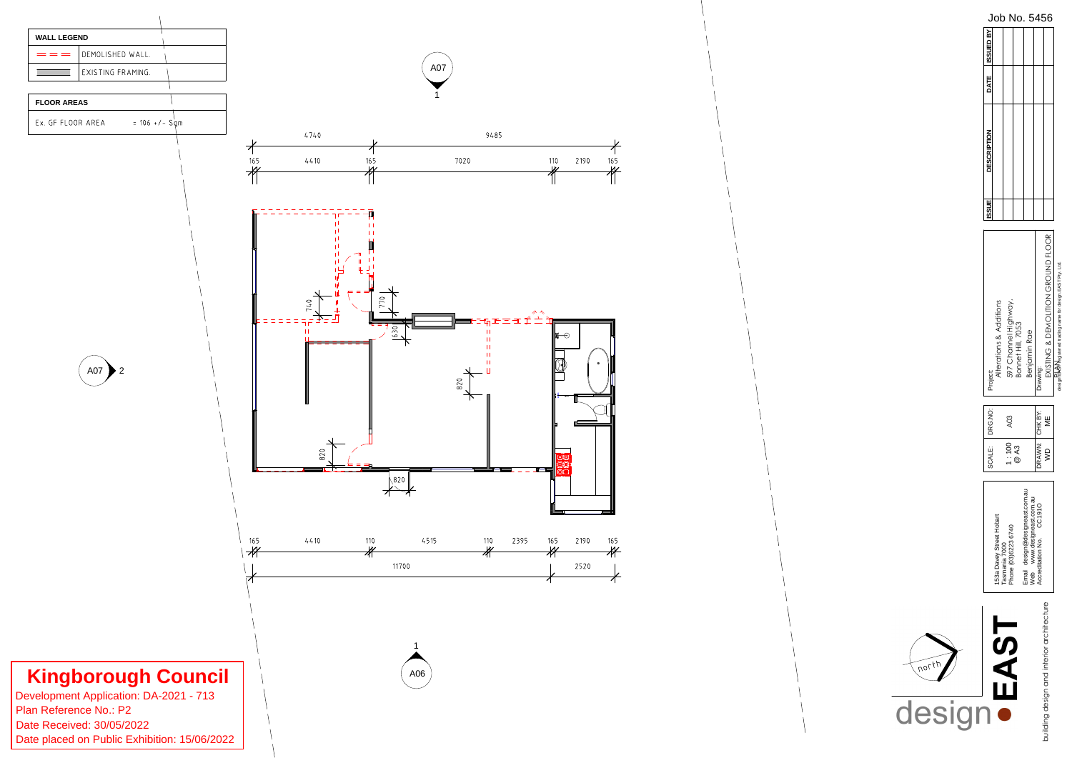Job No. 5456

| ISSUE | DESCRIPTION | DATE | ISSUED BY |
|---|---|---|---|
| | | | |
| | | | |
| | | | |
| | | | |

**WALL LEGEND**

| | |
|---|---|
| = = = | DEMOLISHED WALL. |
| ▭ | EXISTING FRAMING. |

**FLOOR AREAS**

| | |
|---|---|
| Ex. GF FLOOR AREA | = 106 +/- Sqm |

4740 9485

165 4410 165 7020 110 2190 165

740 770 630 820 820 820

165 4410 110 4515 110 2395 165 2190 165

11700 2520

A07 1

A07 2

1 A06

Project:
Alterations & Additions
597 Channel Highway,
Bonnet Hill, 7053
Benjamin Rae

Drawing:
EXISTING & DEMOLITION GROUND FLOOR PLAN

design EAST is a registered trading name for design EAST Pty. Ltd.

| SCALE: | DRG NO: |
|---|---|
| 1 : 100 @ A3 | A03 |
| DRAWN: WD | CHK BY: ME |

153a Davey Street Hobart
Tasmania 7000
Phone (03)6223 6740

Email design@designeast.com.au
Web www.designeast.com.au
Accreditation No. CC1910

north

design • EAST
building design and interior architecture

**Kingborough Council**
Development Application: DA-2021 - 713
Plan Reference No.: P2
Date Received: 30/05/2022
Date placed on Public Exhibition: 15/06/2022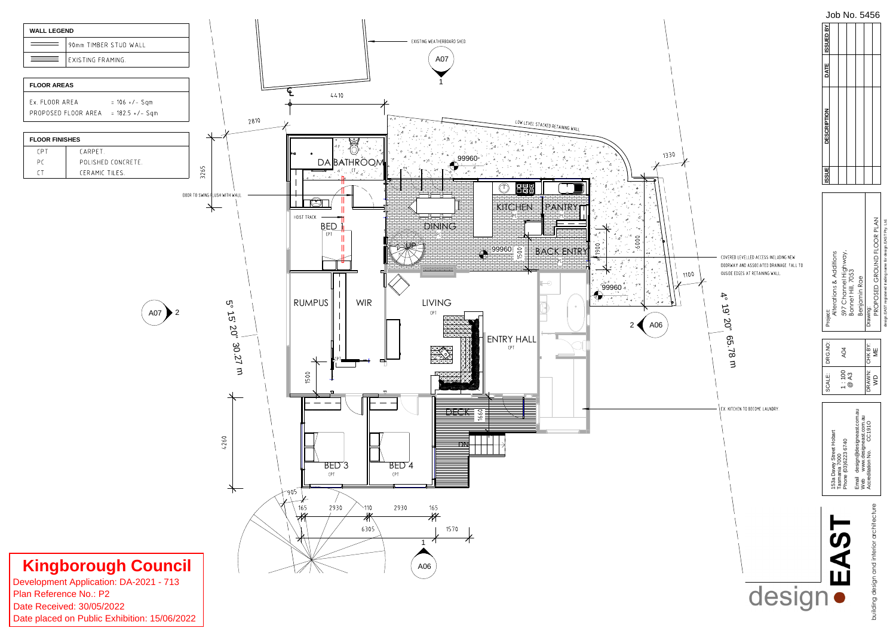Job No. 5456

**WALL LEGEND**

| | |
|---|---|
| (symbol) | 90mm TIMBER STUD WALL |
| (symbol) | EXISTING FRAMING. |

**FLOOR AREAS**

| | |
|---|---|
| Ex. FLOOR AREA | = 106 +/- Sqm |
| PROPOSED FLOOR AREA | = 182.5 +/- Sqm |

**FLOOR FINISHES**

| | |
|---|---|
| CPT | CARPET. |
| PC | POLISHED CONCRETE. |
| CT | CERAMIC TILES. |

EXISTING WEATHERBOARD SHED

A07 1

4410

2810

LOW LEVEL STACKED RETAINING WALL

1330

3265

DA BATHROOM

CT

99960

DOOR TO SWING FLUSH WITH WALL

HOIST TRACK

BED

CPT

KITCHEN

PC

PANTRY

PC

DINING

PC

UP

99960

1500

BACK ENTRY

PC

1900

6000

COVERED LEVELLED ACCESS INCLUDING NEW DOORWAY AND ASSOCIATED DRAINAGE. FALL TO OUSIDE EDGES AT RETAINING WALL.

1100

99960

RUMPUS

WIR

LIVING

CPT

A07 2

5° 15' 20" 30.27 m

4° 19' 20" 65.78 m

2 A06

ENTRY HALL

CPT

CPT

1500

DECK

1660

DN

EX. KITCHEN TO BECOME LAUNDRY

4260

BED 3

CPT

BED 4

CPT

905

165 2930 110 2930 165

6305

1570

1 A06

| ISSUE | DESCRIPTION | DATE | ISSUED BY |
|---|---|---|---|
| | | | |

Project:
Alterations & Additions
597 Channel Highway,
Bonnet Hill, 7053
Benjamin Roe

Drawing:
PROPOSED GROUND FLOOR PLAN

design EAST registered trading name for design EAST Pty. Ltd.

| SCALE: | DRG NO: |
|---|---|
| 1 : 100 @ A3 | A04 |
| DRAWN: WD | CHK BY: ME |

153a Davey Street Hobart
Tasmania 7000
Phone (03)6223 6740

Email design@designeast.com.au
Web www.designeast.com.au
Accreditation No. CC1910

design EAST

building design and interior architecture

**Kingborough Council**
Development Application: DA-2021 - 713
Plan Reference No.: P2
Date Received: 30/05/2022
Date placed on Public Exhibition: 15/06/2022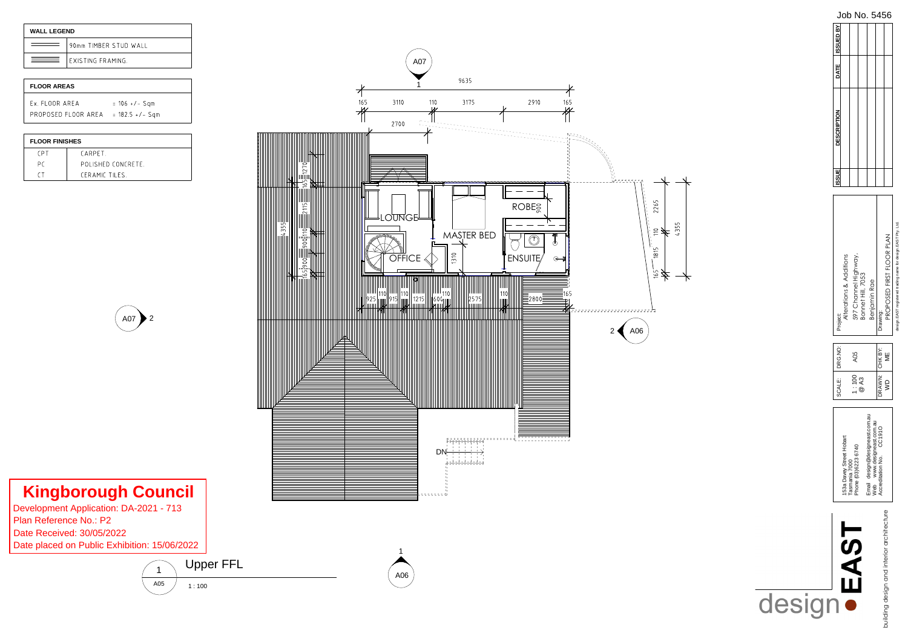Job No. 5456

| WALL LEGEND | |
|---|---|
| | 90mm TIMBER STUD WALL |
| | EXISTING FRAMING. |

| FLOOR AREAS | |
|---|---|
| Ex. FLOOR AREA | = 106 +/- Sqm |
| PROPOSED FLOOR AREA | = 182.5 +/- Sqm |

| FLOOR FINISHES | |
|---|---|
| CPT | CARPET. |
| PC | POLISHED CONCRETE. |
| CT | CERAMIC TILES. |

LOUNGE

OFFICE

MASTER BED

ROBE

ENSUITE

DN

A07 1

A07 2

A06 2

A06 1

9635

165 3110 110 3175 2910 165

2700

2265 110 1815 165

4355

4355

925 110 915 110 1215 604 110 2575 110 2800 165

1310

900

## Upper FFL

1 A05

1 : 100

**Kingborough Council**

Development Application: DA-2021 - 713

Plan Reference No.: P2

Date Received: 30/05/2022

Date placed on Public Exhibition: 15/06/2022

| ISSUE | DESCRIPTION | DATE | ISSUED BY |
|---|---|---|---|
| | | | |

Project:
Alterations & Additions
597 Channel Highway,
Bonnet Hill, 7053
Benjamin Roe

Drawing:
PROPOSED FIRST FLOOR PLAN

design EAST registered trading name for design EAST Pty. Ltd.

| SCALE: | DRG NO: | DRAWN: | CHK BY: |
|---|---|---|---|
| 1 : 100 @ A3 | A05 | WD | ME |

153a Davey Street Hobart
Tasmania 7000
Phone (03)6223 6740

Email design@designeast.com.au
Web www.designeast.com.au
Accreditation No. CC1910

design EAST

building design and interior architecture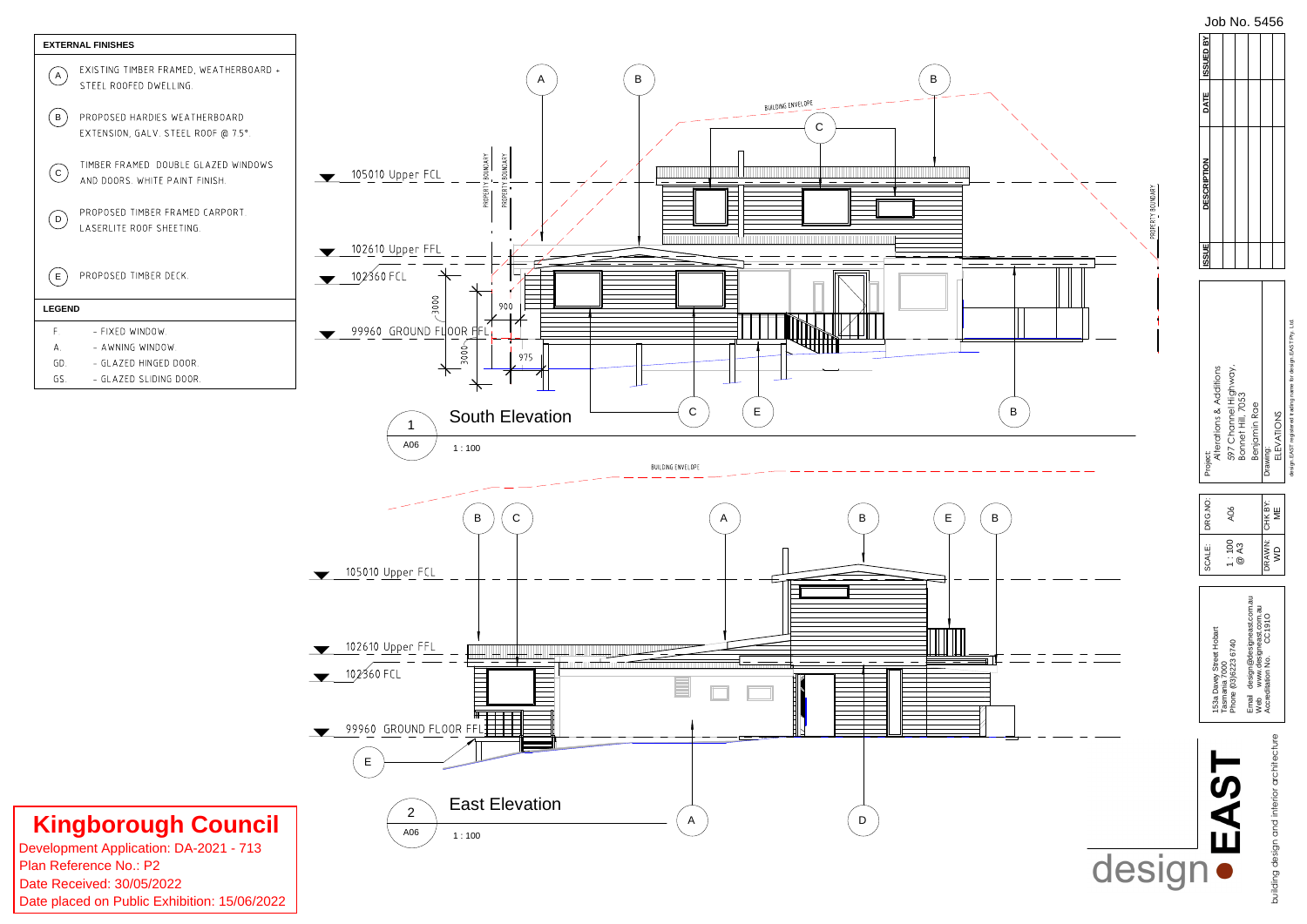Job No. 5456

## EXTERNAL FINISHES

- (A) EXISTING TIMBER FRAMED, WEATHERBOARD + STEEL ROOFED DWELLING.
- (B) PROPOSED HARDIES WEATHERBOARD EXTENSION, GALV. STEEL ROOF @ 7.5°.
- (C) TIMBER FRAMED DOUBLE GLAZED WINDOWS AND DOORS. WHITE PAINT FINISH.
- (D) PROPOSED TIMBER FRAMED CARPORT. LASERLITE ROOF SHEETING.
- (E) PROPOSED TIMBER DECK.

## LEGEND

- F. - FIXED WINDOW.
- A. - AWNING WINDOW.
- GD. - GLAZED HINGED DOOR.
- GS. - GLAZED SLIDING DOOR.

## 1 South Elevation (A06) 1 : 100

BUILDING ENVELOPE
PROPERTY BOUNDARY

- 105010 Upper FCL
- 102610 Upper FFL
- 102360 FCL
- 99960 GROUND FLOOR FFL

3000, 900, 3000, 975

## 2 East Elevation (A06) 1 : 100

BUILDING ENVELOPE

- 105010 Upper FCL
- 102610 Upper FFL
- 102360 FCL
- 99960 GROUND FLOOR FFL

| ISSUE | DESCRIPTION | DATE | ISSUED BY |
|---|---|---|---|
| | | | |

Project: Alterations & Additions, 597 Channel Highway, Bonnet Hill, 7053, Benjamin Roe

Drawing: ELEVATIONS

design EAST registered trading name for design EAST Pty. Ltd.

| DRG NO: | SCALE: |
|---|---|
| A06 | 1 : 100 @ A3 |
| CHK BY: ME | DRAWN: WD |

153a Davey Street Hobart
Tasmania 7000
Phone (03)6223 6740

Email design@designeast.com.au
Web www.designeast.com.au
Accreditation No. CC1910

design EAST
building design and interior architecture

**Kingborough Council**
Development Application: DA-2021 - 713
Plan Reference No.: P2
Date Received: 30/05/2022
Date placed on Public Exhibition: 15/06/2022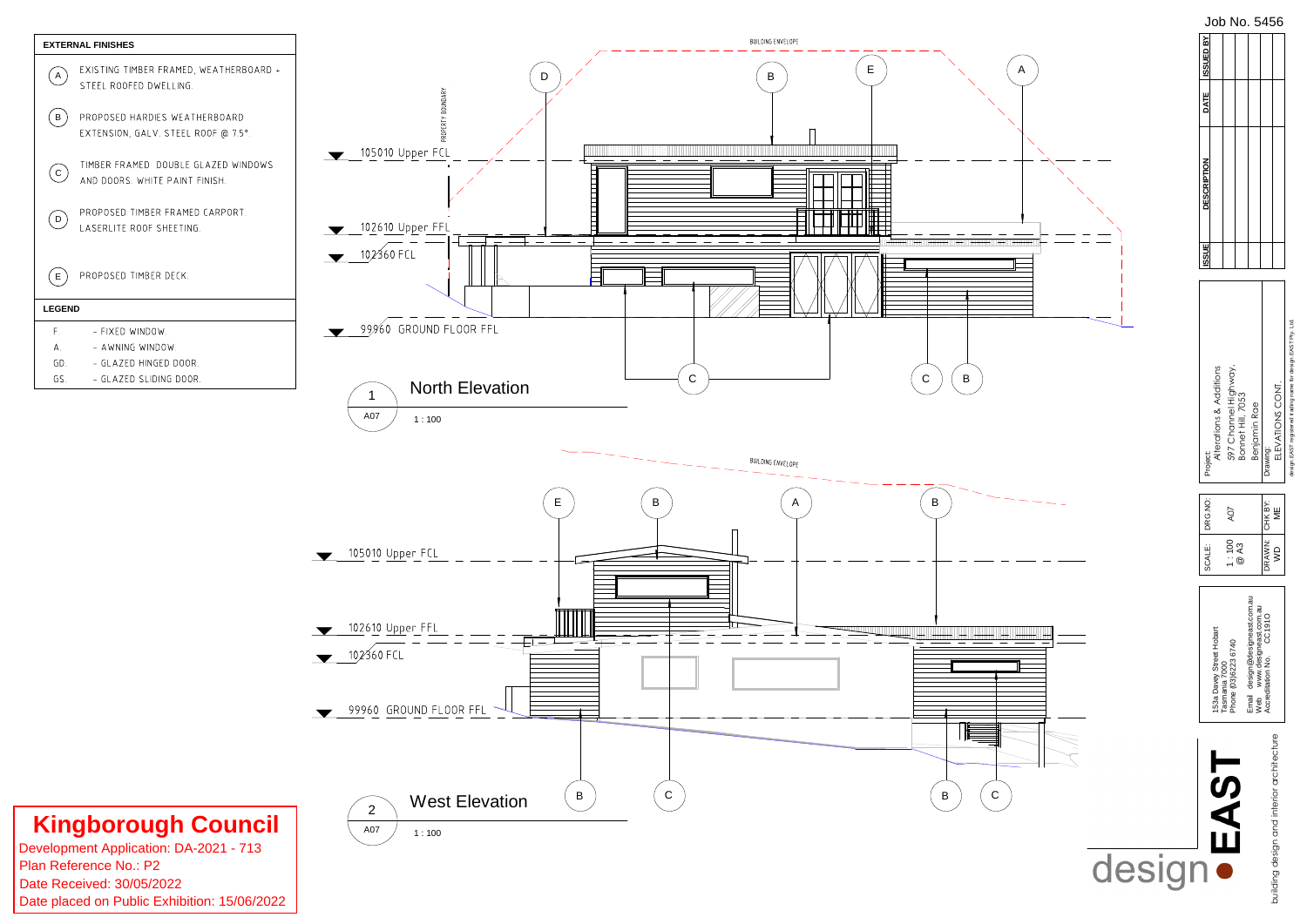Job No. 5456

**EXTERNAL FINISHES**

- (A) EXISTING TIMBER FRAMED, WEATHERBOARD + STEEL ROOFED DWELLING.
- (B) PROPOSED HARDIES WEATHERBOARD EXTENSION, GALV. STEEL ROOF @ 7.5°.
- (C) TIMBER FRAMED DOUBLE GLAZED WINDOWS AND DOORS. WHITE PAINT FINISH.
- (D) PROPOSED TIMBER FRAMED CARPORT. LASERLITE ROOF SHEETING.
- (E) PROPOSED TIMBER DECK.

**LEGEND**

- F. - FIXED WINDOW.
- A. - AWNING WINDOW.
- GD. - GLAZED HINGED DOOR.
- GS. - GLAZED SLIDING DOOR.

BUILDING ENVELOPE

PROPERTY BOUNDARY

105010 Upper FCL

102610 Upper FFL

102360 FCL

99960 GROUND FLOOR FFL

1 A07 North Elevation 1 : 100

BUILDING ENVELOPE

105010 Upper FCL

102610 Upper FFL

102360 FCL

99960 GROUND FLOOR FFL

2 A07 West Elevation 1 : 100

| ISSUE | DESCRIPTION | DATE | ISSUED BY |
|---|---|---|---|
| | | | |

Project: Alterations & Additions, 597 Channel Highway, Bonnet Hill, 7053, Benjamin Roe

Drawing: ELEVATIONS CONT.

design EAST registered trading name for design EAST Pty. Ltd.

| SCALE: | DRG NO: |
|---|---|
| 1 : 100 @ A3 | A07 |
| DRAWN: WD | CHK BY: ME |

153a Davey Street Hobart
Tasmania 7000
Phone (03)6223 6740

Email design@designeast.com.au
Web www.designeast.com.au
Accreditation No. CC1910

design EAST
building design and interior architecture

**Kingborough Council**
Development Application: DA-2021 - 713
Plan Reference No.: P2
Date Received: 30/05/2022
Date placed on Public Exhibition: 15/06/2022